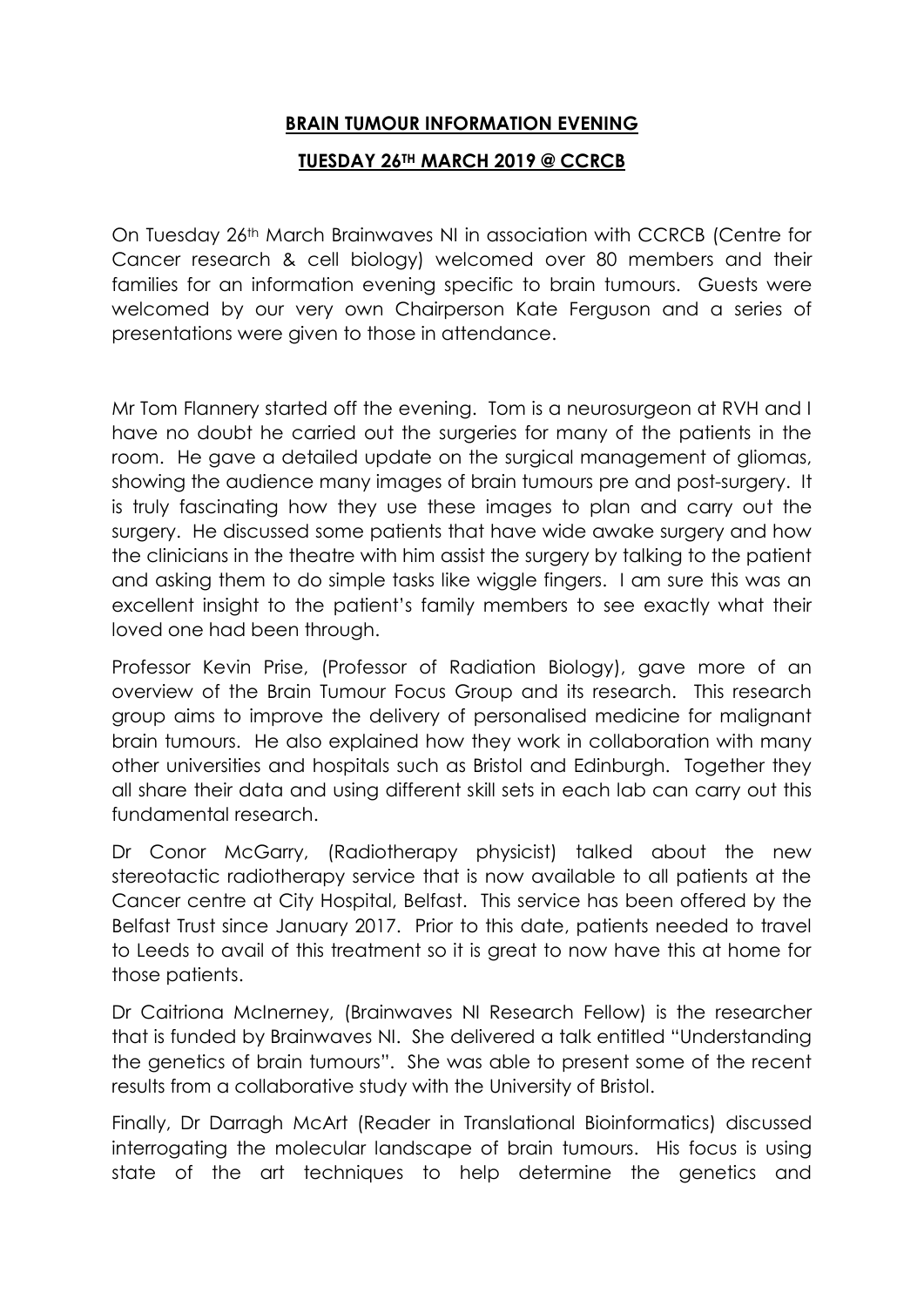**BRAIN TUMOUR INFORMATION EVENING**

**TUESDAY 26TH MARCH 2019 @ CCRCB**

On Tuesday 26th March Brainwaves NI in association with CCRCB (Centre for Cancer research & cell biology) welcomed over 80 members and their families for an information evening specific to brain tumours. Guests were welcomed by our very own Chairperson Kate Ferguson and a series of presentations were given to those in attendance.

Mr Tom Flannery started off the evening. Tom is a neurosurgeon at RVH and I have no doubt he carried out the surgeries for many of the patients in the room. He gave a detailed update on the surgical management of gliomas, showing the audience many images of brain tumours pre and post-surgery. It is truly fascinating how they use these images to plan and carry out the surgery. He discussed some patients that have wide awake surgery and how the clinicians in the theatre with him assist the surgery by talking to the patient and asking them to do simple tasks like wiggle fingers. I am sure this was an excellent insight to the patient's family members to see exactly what their loved one had been through.

Professor Kevin Prise, (Professor of Radiation Biology), gave more of an overview of the Brain Tumour Focus Group and its research. This research group aims to improve the delivery of personalised medicine for malignant brain tumours. He also explained how they work in collaboration with many other universities and hospitals such as Bristol and Edinburgh. Together they all share their data and using different skill sets in each lab can carry out this fundamental research.

Dr Conor McGarry, (Radiotherapy physicist) talked about the new stereotactic radiotherapy service that is now available to all patients at the Cancer centre at City Hospital, Belfast. This service has been offered by the Belfast Trust since January 2017. Prior to this date, patients needed to travel to Leeds to avail of this treatment so it is great to now have this at home for those patients.

Dr Caitriona McInerney, (Brainwaves NI Research Fellow) is the researcher that is funded by Brainwaves NI. She delivered a talk entitled "Understanding the genetics of brain tumours". She was able to present some of the recent results from a collaborative study with the University of Bristol.

Finally, Dr Darragh McArt (Reader in Translational Bioinformatics) discussed interrogating the molecular landscape of brain tumours. His focus is using state of the art techniques to help determine the genetics and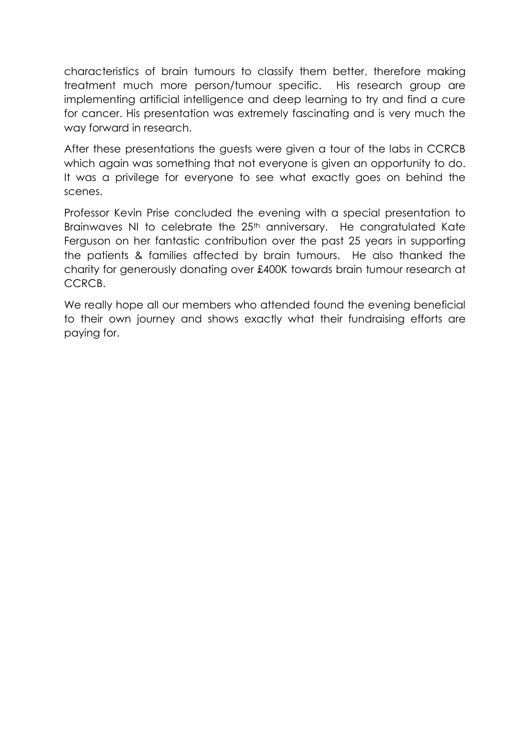characteristics of brain tumours to classify them better, therefore making treatment much more person/tumour specific. His research group are implementing artificial intelligence and deep learning to try and find a cure for cancer. His presentation was extremely fascinating and is very much the way forward in research.

After these presentations the guests were given a tour of the labs in CCRCB which again was something that not everyone is given an opportunity to do. It was a privilege for everyone to see what exactly goes on behind the scenes.

Professor Kevin Prise concluded the evening with a special presentation to Brainwaves NI to celebrate the 25th anniversary. He congratulated Kate Ferguson on her fantastic contribution over the past 25 years in supporting the patients & families affected by brain tumours. He also thanked the charity for generously donating over £400K towards brain tumour research at CCRCB.

We really hope all our members who attended found the evening beneficial to their own journey and shows exactly what their fundraising efforts are paying for.